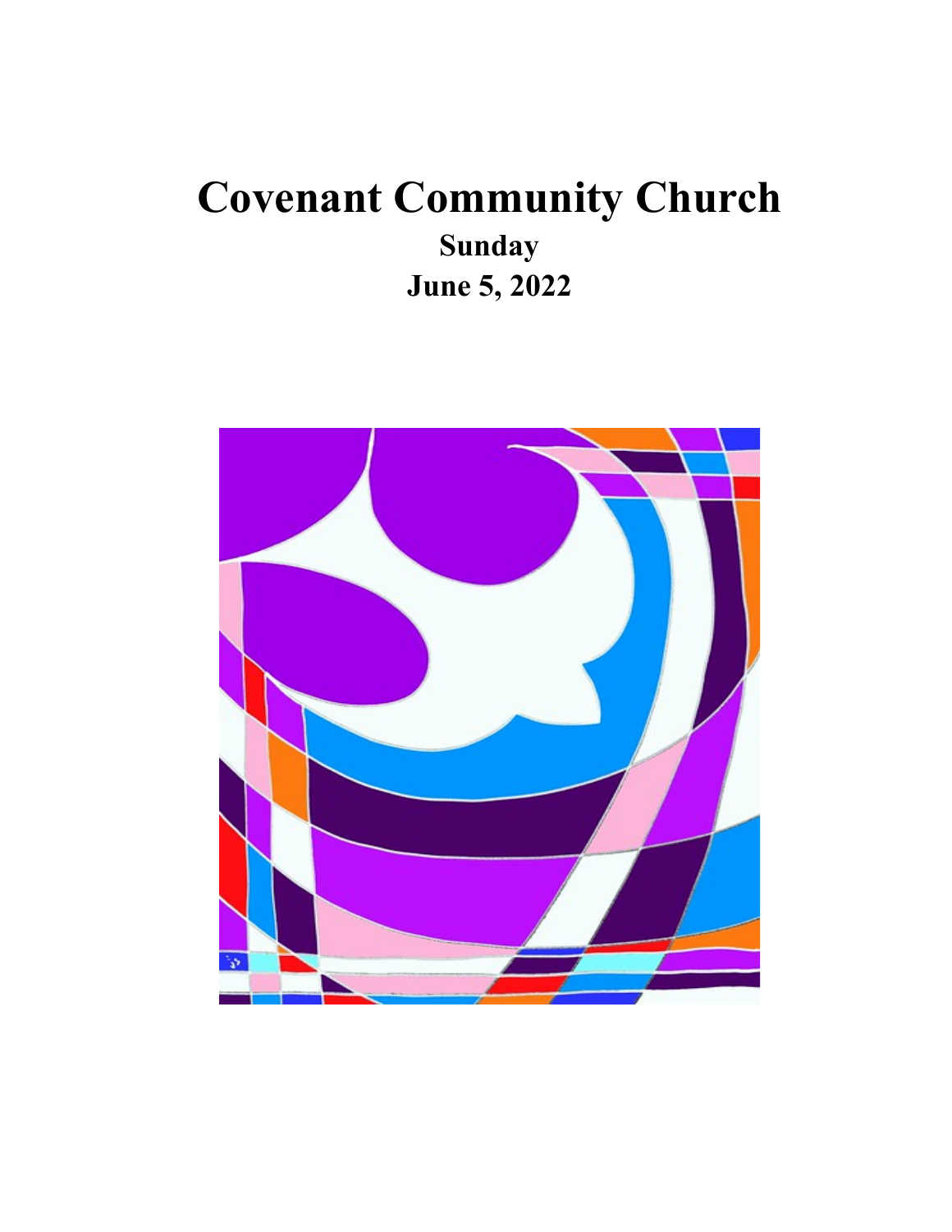# Covenant Community Church

**Sunday**

**June 5, 2022**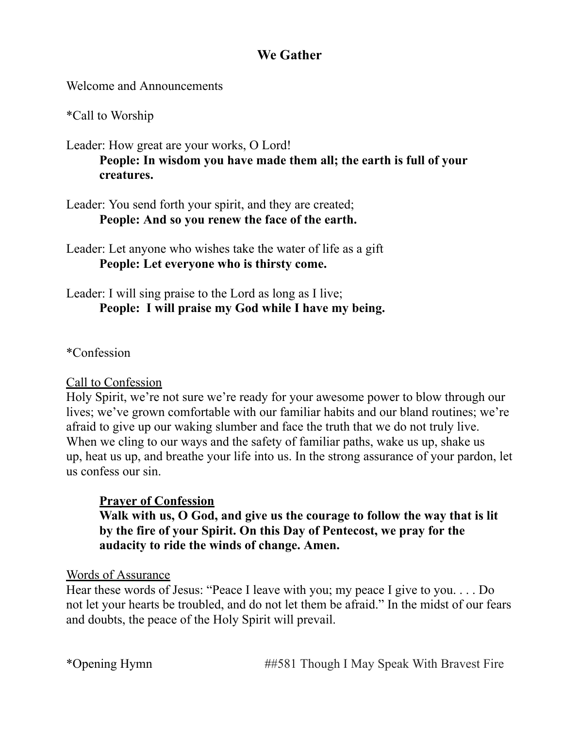## We Gather

Welcome and Announcements

*Call to Worship

Leader: How great are your works, O Lord!
**People: In wisdom you have made them all; the earth is full of your creatures.**

Leader: You send forth your spirit, and they are created;
**People: And so you renew the face of the earth.**

Leader: Let anyone who wishes take the water of life as a gift
**People: Let everyone who is thirsty come.**

Leader: I will sing praise to the Lord as long as I live;
**People: I will praise my God while I have my being.**

*Confession

<u>Call to Confession</u>
Holy Spirit, we're not sure we're ready for your awesome power to blow through our lives; we've grown comfortable with our familiar habits and our bland routines; we're afraid to give up our waking slumber and face the truth that we do not truly live. When we cling to our ways and the safety of familiar paths, wake us up, shake us up, heat us up, and breathe your life into us. In the strong assurance of your pardon, let us confess our sin.

**<u>Prayer of Confession</u>**
**Walk with us, O God, and give us the courage to follow the way that is lit by the fire of your Spirit. On this Day of Pentecost, we pray for the audacity to ride the winds of change. Amen.**

<u>Words of Assurance</u>
Hear these words of Jesus: "Peace I leave with you; my peace I give to you. . . . Do not let your hearts be troubled, and do not let them be afraid." In the midst of our fears and doubts, the peace of the Holy Spirit will prevail.

*Opening Hymn ##581 Though I May Speak With Bravest Fire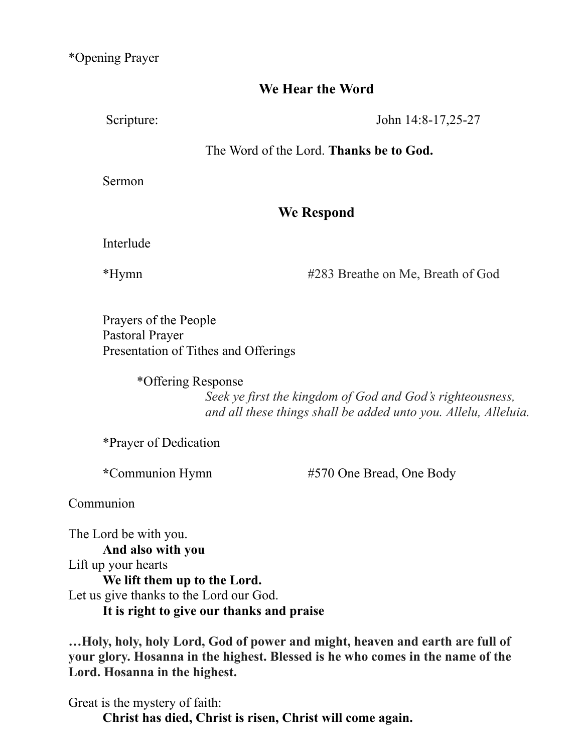*Opening Prayer

## We Hear the Word

Scripture: John 14:8-17,25-27

The Word of the Lord. **Thanks be to God.**

Sermon

## We Respond

Interlude

*Hymn #283 Breathe on Me, Breath of God

Prayers of the People
Pastoral Prayer
Presentation of Tithes and Offerings

*Offering Response
*Seek ye first the kingdom of God and God’s righteousness,*
*and all these things shall be added unto you. Allelu, Alleluia.*

*Prayer of Dedication

**\***Communion Hymn #570 One Bread, One Body

Communion

The Lord be with you.
**And also with you**
Lift up your hearts
**We lift them up to the Lord.**
Let us give thanks to the Lord our God.
**It is right to give our thanks and praise**

**…Holy, holy, holy Lord, God of power and might, heaven and earth are full of your glory. Hosanna in the highest. Blessed is he who comes in the name of the Lord. Hosanna in the highest.**

Great is the mystery of faith:
**Christ has died, Christ is risen, Christ will come again.**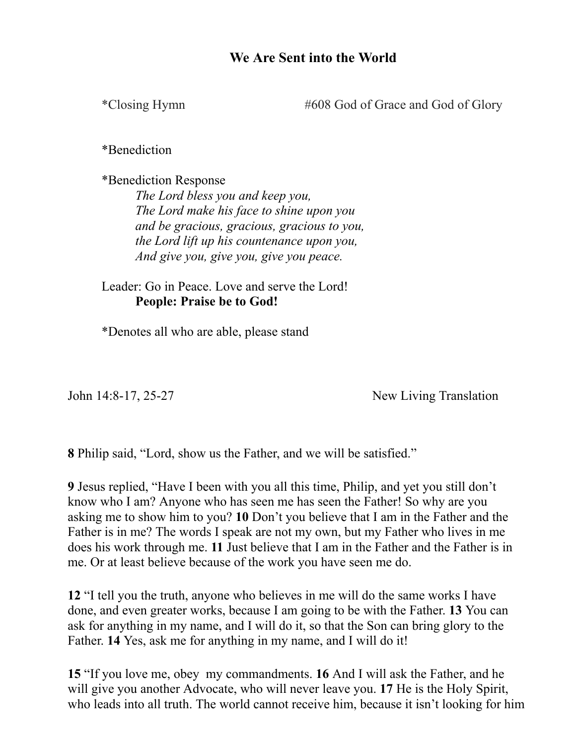## We Are Sent into the World

*Closing Hymn #608 God of Grace and God of Glory

*Benediction

*Benediction Response

*The Lord bless you and keep you,*
*The Lord make his face to shine upon you*
*and be gracious, gracious, gracious to you,*
*the Lord lift up his countenance upon you,*
*And give you, give you, give you peace.*

Leader: Go in Peace. Love and serve the Lord!
**People: Praise be to God!**

*Denotes all who are able, please stand

John 14:8-17, 25-27 New Living Translation

**8** Philip said, "Lord, show us the Father, and we will be satisfied."

**9** Jesus replied, "Have I been with you all this time, Philip, and yet you still don't know who I am? Anyone who has seen me has seen the Father! So why are you asking me to show him to you? **10** Don't you believe that I am in the Father and the Father is in me? The words I speak are not my own, but my Father who lives in me does his work through me. **11** Just believe that I am in the Father and the Father is in me. Or at least believe because of the work you have seen me do.

**12** "I tell you the truth, anyone who believes in me will do the same works I have done, and even greater works, because I am going to be with the Father. **13** You can ask for anything in my name, and I will do it, so that the Son can bring glory to the Father. **14** Yes, ask me for anything in my name, and I will do it!

**15** "If you love me, obey my commandments. **16** And I will ask the Father, and he will give you another Advocate, who will never leave you. **17** He is the Holy Spirit, who leads into all truth. The world cannot receive him, because it isn't looking for him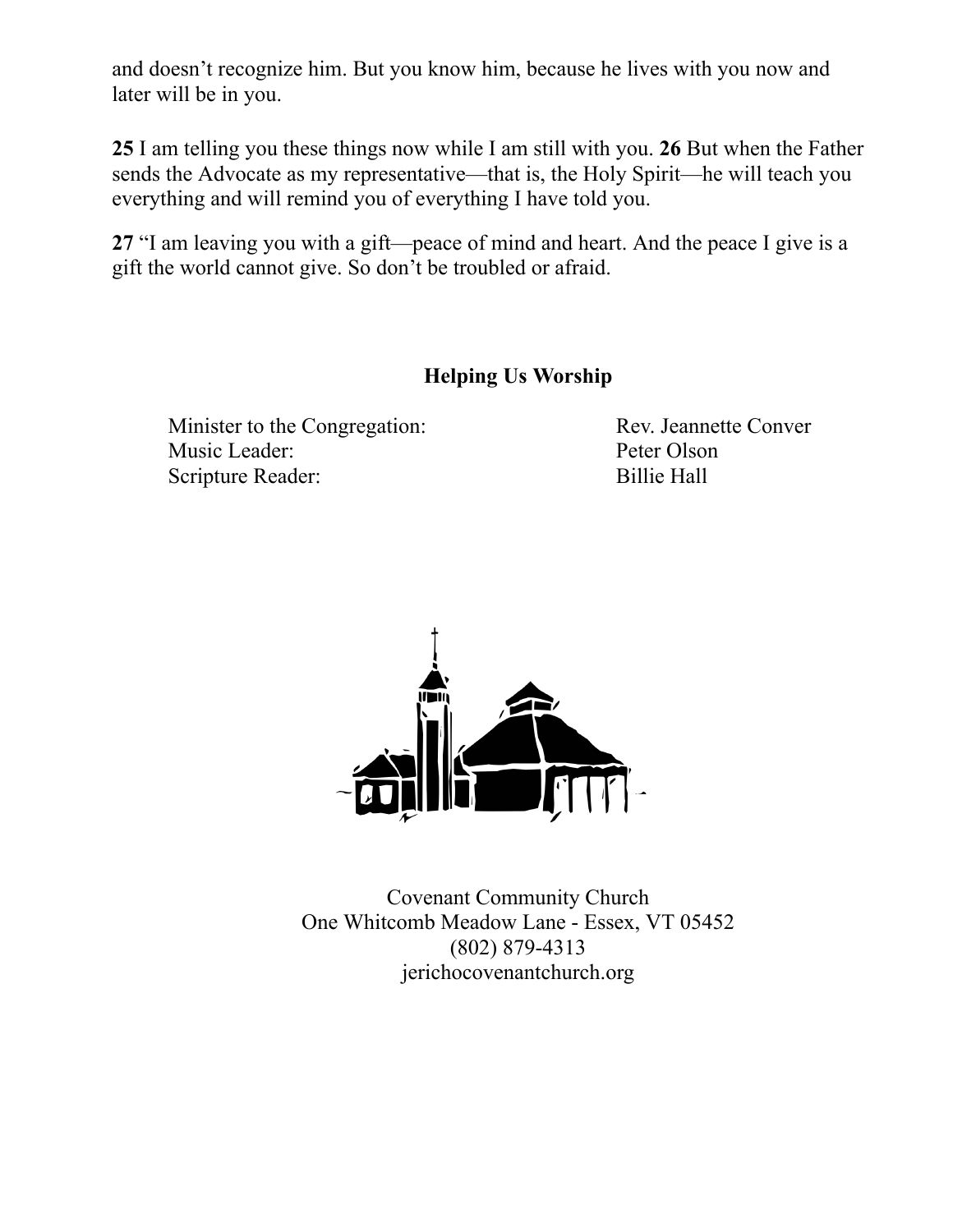and doesn't recognize him. But you know him, because he lives with you now and later will be in you.

**25** I am telling you these things now while I am still with you. **26** But when the Father sends the Advocate as my representative—that is, the Holy Spirit—he will teach you everything and will remind you of everything I have told you.

**27** "I am leaving you with a gift—peace of mind and heart. And the peace I give is a gift the world cannot give. So don't be troubled or afraid.

**Helping Us Worship**

| | |
|---|---|
| Minister to the Congregation: | Rev. Jeannette Conver |
| Music Leader: | Peter Olson |
| Scripture Reader: | Billie Hall |

Covenant Community Church
One Whitcomb Meadow Lane - Essex, VT 05452
(802) 879-4313
jerichocovenantchurch.org